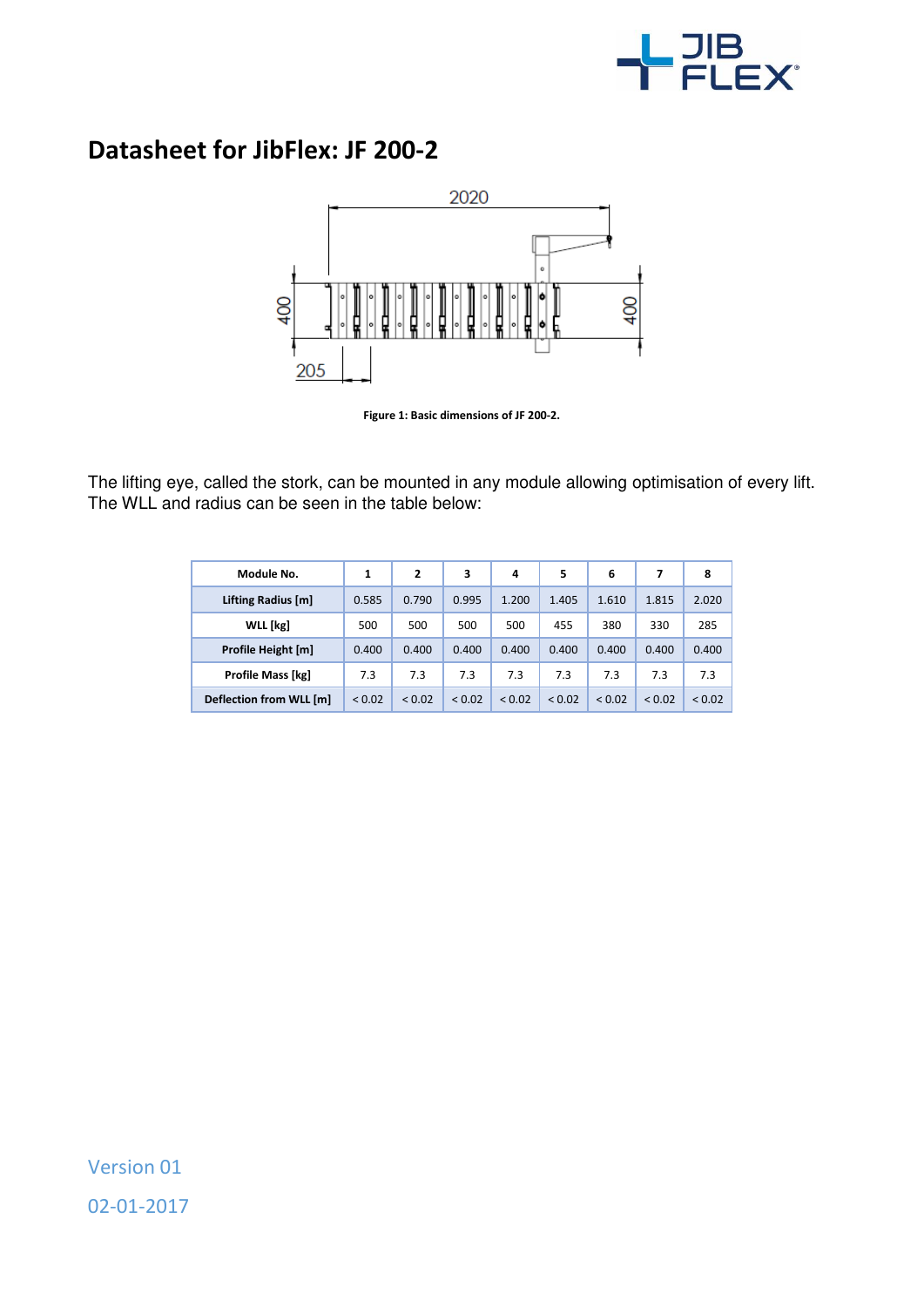# Datasheet for JibFlex: JF 200-2

**Figure 1: Basic dimensions of JF 200-2.**

The lifting eye, called the stork, can be mounted in any module allowing optimisation of every lift. The WLL and radius can be seen in the table below:

| Module No. | 1 | 2 | 3 | 4 | 5 | 6 | 7 | 8 |
|---|---|---|---|---|---|---|---|---|
| **Lifting Radius [m]** | 0.585 | 0.790 | 0.995 | 1.200 | 1.405 | 1.610 | 1.815 | 2.020 |
| **WLL [kg]** | 500 | 500 | 500 | 500 | 455 | 380 | 330 | 285 |
| **Profile Height [m]** | 0.400 | 0.400 | 0.400 | 0.400 | 0.400 | 0.400 | 0.400 | 0.400 |
| **Profile Mass [kg]** | 7.3 | 7.3 | 7.3 | 7.3 | 7.3 | 7.3 | 7.3 | 7.3 |
| **Deflection from WLL [m]** | < 0.02 | < 0.02 | < 0.02 | < 0.02 | < 0.02 | < 0.02 | < 0.02 | < 0.02 |

Version 01

02-01-2017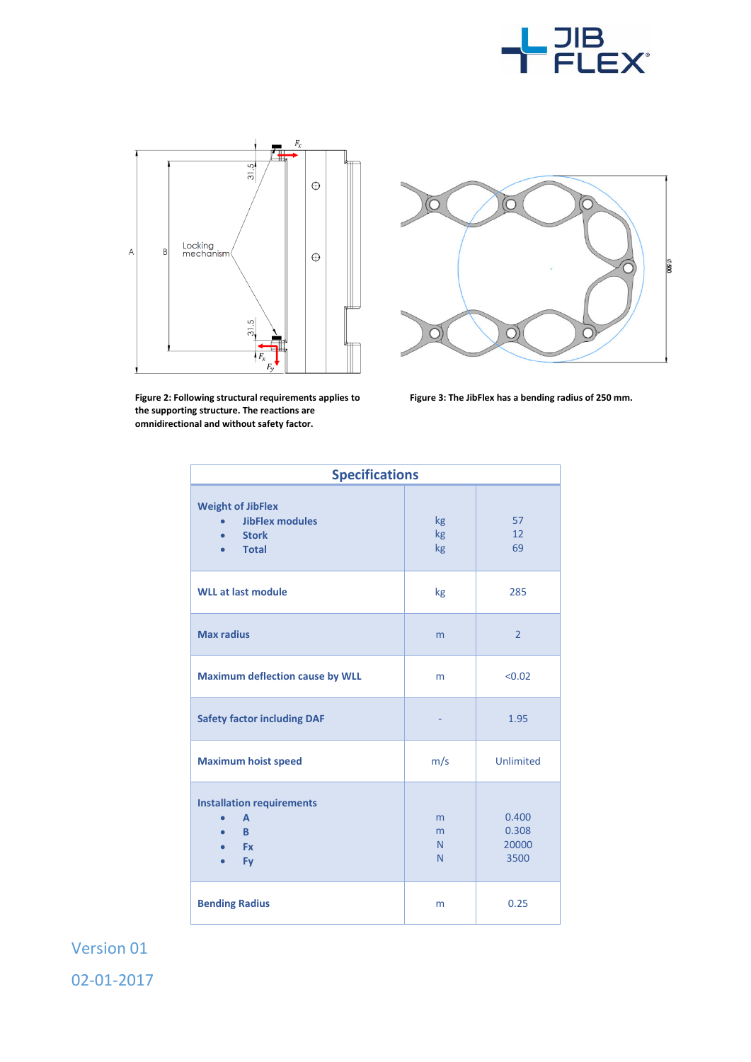Figure 2: Following structural requirements applies to the supporting structure. The reactions are omnidirectional and without safety factor.

Figure 3: The JibFlex has a bending radius of 250 mm.

| Specifications | | |
|---|---|---|
| **Weight of JibFlex**<br>• **JibFlex modules**<br>• **Stork**<br>• **Total** | kg<br>kg<br>kg | 57<br>12<br>69 |
| **WLL at last module** | kg | 285 |
| **Max radius** | m | 2 |
| **Maximum deflection cause by WLL** | m | <0.02 |
| **Safety factor including DAF** | - | 1.95 |
| **Maximum hoist speed** | m/s | Unlimited |
| **Installation requirements**<br>• **A**<br>• **B**<br>• **Fx**<br>• **Fy** | m<br>m<br>N<br>N | 0.400<br>0.308<br>20000<br>3500 |
| **Bending Radius** | m | 0.25 |

Version 01

02-01-2017